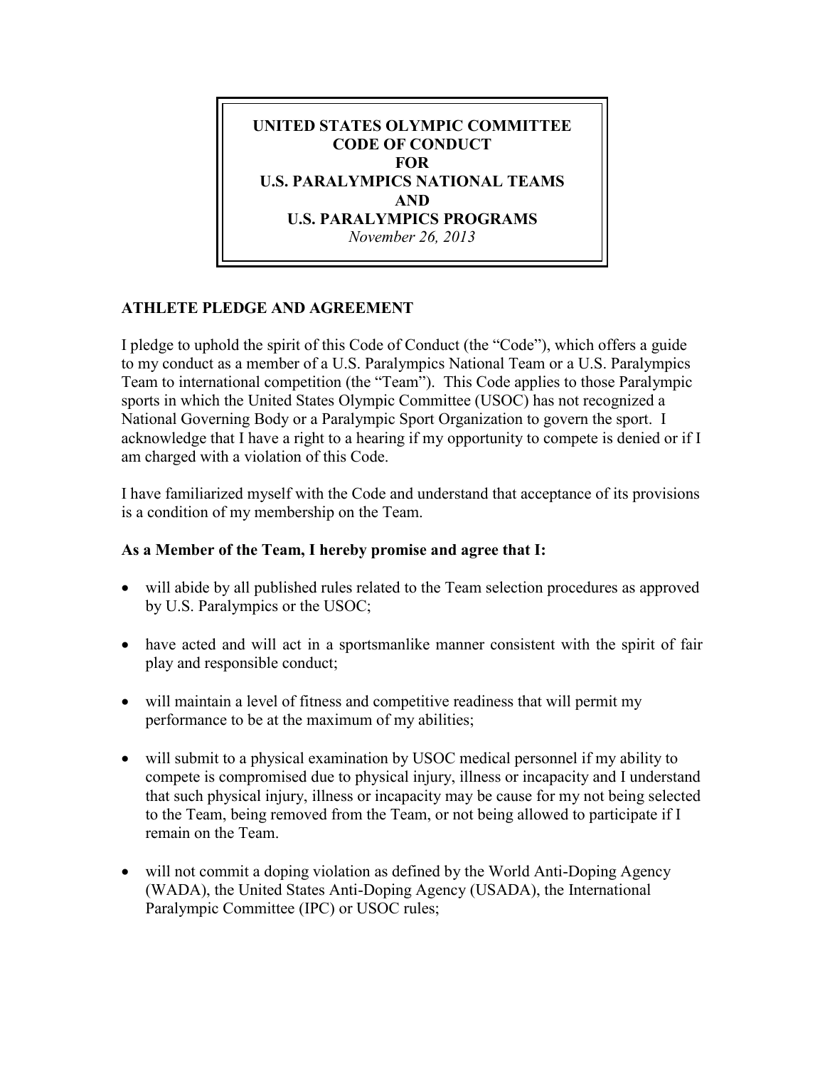# UNITED STATES OLYMPIC COMMITTEE CODE OF CONDUCT FOR U.S. PARALYMPICS NATIONAL TEAMS AND U.S. PARALYMPICS PROGRAMS

*November 26, 2013*

## ATHLETE PLEDGE AND AGREEMENT

I pledge to uphold the spirit of this Code of Conduct (the "Code"), which offers a guide to my conduct as a member of a U.S. Paralympics National Team or a U.S. Paralympics Team to international competition (the "Team"). This Code applies to those Paralympic sports in which the United States Olympic Committee (USOC) has not recognized a National Governing Body or a Paralympic Sport Organization to govern the sport. I acknowledge that I have a right to a hearing if my opportunity to compete is denied or if I am charged with a violation of this Code.

I have familiarized myself with the Code and understand that acceptance of its provisions is a condition of my membership on the Team.

**As a Member of the Team, I hereby promise and agree that I:**

- will abide by all published rules related to the Team selection procedures as approved by U.S. Paralympics or the USOC;
- have acted and will act in a sportsmanlike manner consistent with the spirit of fair play and responsible conduct;
- will maintain a level of fitness and competitive readiness that will permit my performance to be at the maximum of my abilities;
- will submit to a physical examination by USOC medical personnel if my ability to compete is compromised due to physical injury, illness or incapacity and I understand that such physical injury, illness or incapacity may be cause for my not being selected to the Team, being removed from the Team, or not being allowed to participate if I remain on the Team.
- will not commit a doping violation as defined by the World Anti-Doping Agency (WADA), the United States Anti-Doping Agency (USADA), the International Paralympic Committee (IPC) or USOC rules;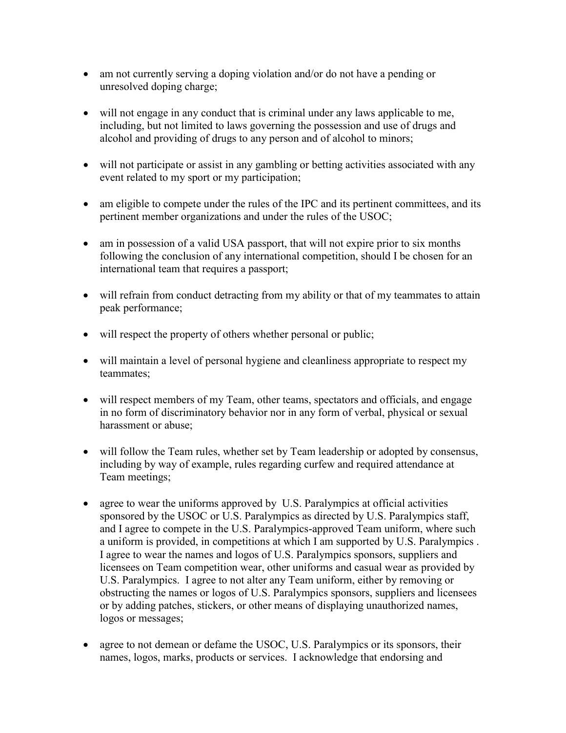- am not currently serving a doping violation and/or do not have a pending or unresolved doping charge;

- will not engage in any conduct that is criminal under any laws applicable to me, including, but not limited to laws governing the possession and use of drugs and alcohol and providing of drugs to any person and of alcohol to minors;

- will not participate or assist in any gambling or betting activities associated with any event related to my sport or my participation;

- am eligible to compete under the rules of the IPC and its pertinent committees, and its pertinent member organizations and under the rules of the USOC;

- am in possession of a valid USA passport, that will not expire prior to six months following the conclusion of any international competition, should I be chosen for an international team that requires a passport;

- will refrain from conduct detracting from my ability or that of my teammates to attain peak performance;

- will respect the property of others whether personal or public;

- will maintain a level of personal hygiene and cleanliness appropriate to respect my teammates;

- will respect members of my Team, other teams, spectators and officials, and engage in no form of discriminatory behavior nor in any form of verbal, physical or sexual harassment or abuse;

- will follow the Team rules, whether set by Team leadership or adopted by consensus, including by way of example, rules regarding curfew and required attendance at Team meetings;

- agree to wear the uniforms approved by U.S. Paralympics at official activities sponsored by the USOC or U.S. Paralympics as directed by U.S. Paralympics staff, and I agree to compete in the U.S. Paralympics-approved Team uniform, where such a uniform is provided, in competitions at which I am supported by U.S. Paralympics . I agree to wear the names and logos of U.S. Paralympics sponsors, suppliers and licensees on Team competition wear, other uniforms and casual wear as provided by U.S. Paralympics. I agree to not alter any Team uniform, either by removing or obstructing the names or logos of U.S. Paralympics sponsors, suppliers and licensees or by adding patches, stickers, or other means of displaying unauthorized names, logos or messages;

- agree to not demean or defame the USOC, U.S. Paralympics or its sponsors, their names, logos, marks, products or services. I acknowledge that endorsing and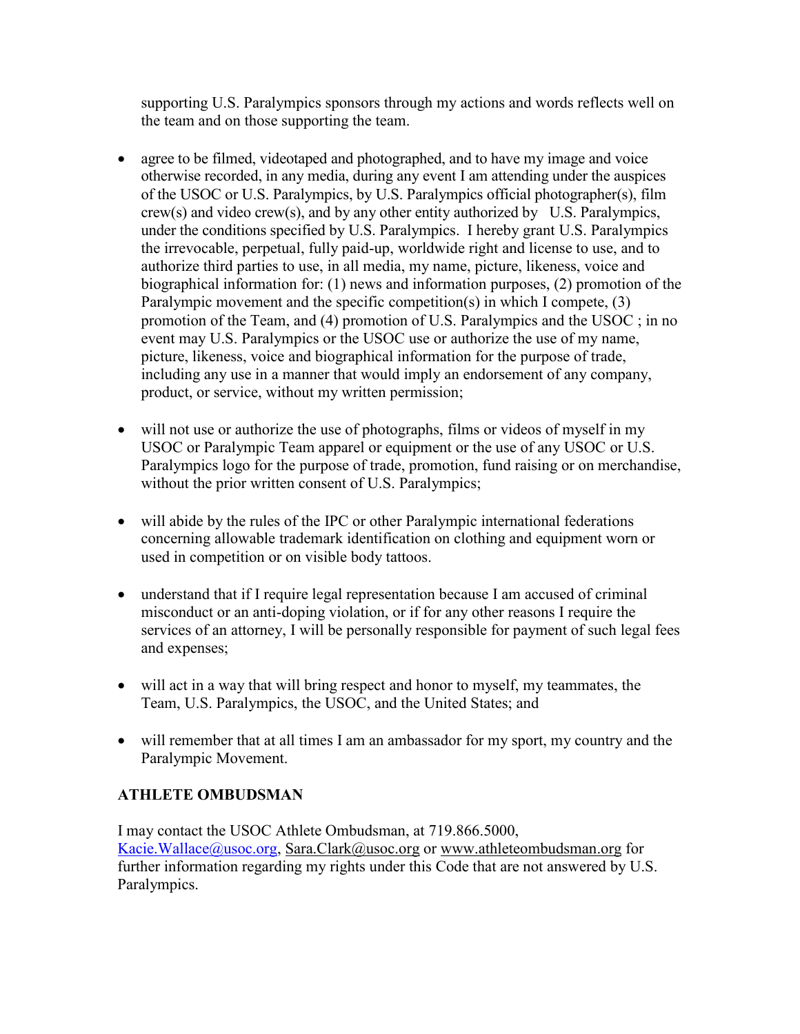supporting U.S. Paralympics sponsors through my actions and words reflects well on the team and on those supporting the team.

- agree to be filmed, videotaped and photographed, and to have my image and voice otherwise recorded, in any media, during any event I am attending under the auspices of the USOC or U.S. Paralympics, by U.S. Paralympics official photographer(s), film crew(s) and video crew(s), and by any other entity authorized by U.S. Paralympics, under the conditions specified by U.S. Paralympics. I hereby grant U.S. Paralympics the irrevocable, perpetual, fully paid-up, worldwide right and license to use, and to authorize third parties to use, in all media, my name, picture, likeness, voice and biographical information for: (1) news and information purposes, (2) promotion of the Paralympic movement and the specific competition(s) in which I compete, (3) promotion of the Team, and (4) promotion of U.S. Paralympics and the USOC ; in no event may U.S. Paralympics or the USOC use or authorize the use of my name, picture, likeness, voice and biographical information for the purpose of trade, including any use in a manner that would imply an endorsement of any company, product, or service, without my written permission;

- will not use or authorize the use of photographs, films or videos of myself in my USOC or Paralympic Team apparel or equipment or the use of any USOC or U.S. Paralympics logo for the purpose of trade, promotion, fund raising or on merchandise, without the prior written consent of U.S. Paralympics;

- will abide by the rules of the IPC or other Paralympic international federations concerning allowable trademark identification on clothing and equipment worn or used in competition or on visible body tattoos.

- understand that if I require legal representation because I am accused of criminal misconduct or an anti-doping violation, or if for any other reasons I require the services of an attorney, I will be personally responsible for payment of such legal fees and expenses;

- will act in a way that will bring respect and honor to myself, my teammates, the Team, U.S. Paralympics, the USOC, and the United States; and

- will remember that at all times I am an ambassador for my sport, my country and the Paralympic Movement.

**ATHLETE OMBUDSMAN**

I may contact the USOC Athlete Ombudsman, at 719.866.5000, Kacie.Wallace@usoc.org, Sara.Clark@usoc.org or www.athleteombudsman.org for further information regarding my rights under this Code that are not answered by U.S. Paralympics.